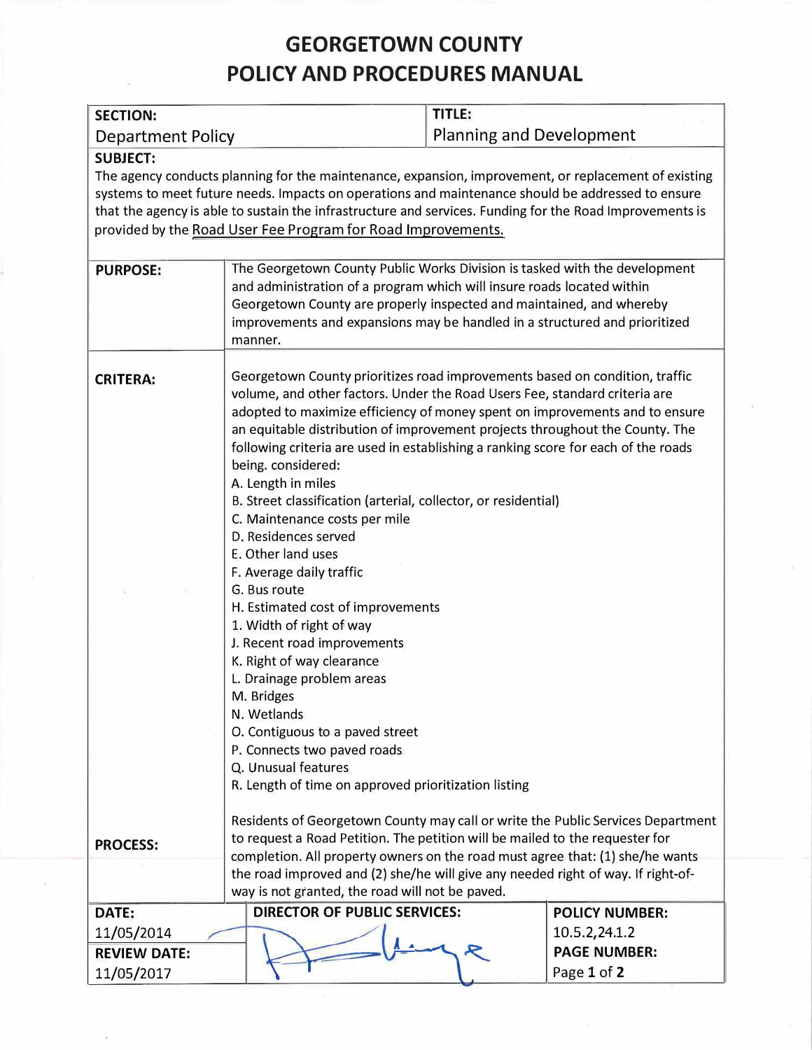# GEORGETOWN COUNTY
# POLICY AND PROCEDURES MANUAL

| SECTION: | TITLE: |
|---|---|
| Department Policy | Planning and Development |

**SUBJECT:**

The agency conducts planning for the maintenance, expansion, improvement, or replacement of existing systems to meet future needs. Impacts on operations and maintenance should be addressed to ensure that the agency is able to sustain the infrastructure and services. Funding for the Road Improvements is provided by the Road User Fee Program for Road Improvements.

**PURPOSE:**

The Georgetown County Public Works Division is tasked with the development and administration of a program which will insure roads located within Georgetown County are properly inspected and maintained, and whereby improvements and expansions may be handled in a structured and prioritized manner.

**CRITERA:**

Georgetown County prioritizes road improvements based on condition, traffic volume, and other factors. Under the Road Users Fee, standard criteria are adopted to maximize efficiency of money spent on improvements and to ensure an equitable distribution of improvement projects throughout the County. The following criteria are used in establishing a ranking score for each of the roads being. considered:

A. Length in miles
B. Street classification (arterial, collector, or residential)
C. Maintenance costs per mile
D. Residences served
E. Other land uses
F. Average daily traffic
G. Bus route
H. Estimated cost of improvements
1. Width of right of way
J. Recent road improvements
K. Right of way clearance
L. Drainage problem areas
M. Bridges
N. Wetlands
O. Contiguous to a paved street
P. Connects two paved roads
Q. Unusual features
R. Length of time on approved prioritization listing

**PROCESS:**

Residents of Georgetown County may call or write the Public Services Department to request a Road Petition. The petition will be mailed to the requester for completion. All property owners on the road must agree that: (1) she/he wants the road improved and (2) she/he will give any needed right of way. If right-of-way is not granted, the road will not be paved.

| DATE: | DIRECTOR OF PUBLIC SERVICES: | POLICY NUMBER: |
|---|---|---|
| 11/05/2014 | | 10.5.2,24.1.2 |
| REVIEW DATE: | | PAGE NUMBER: |
| 11/05/2017 | | Page 1 of 2 |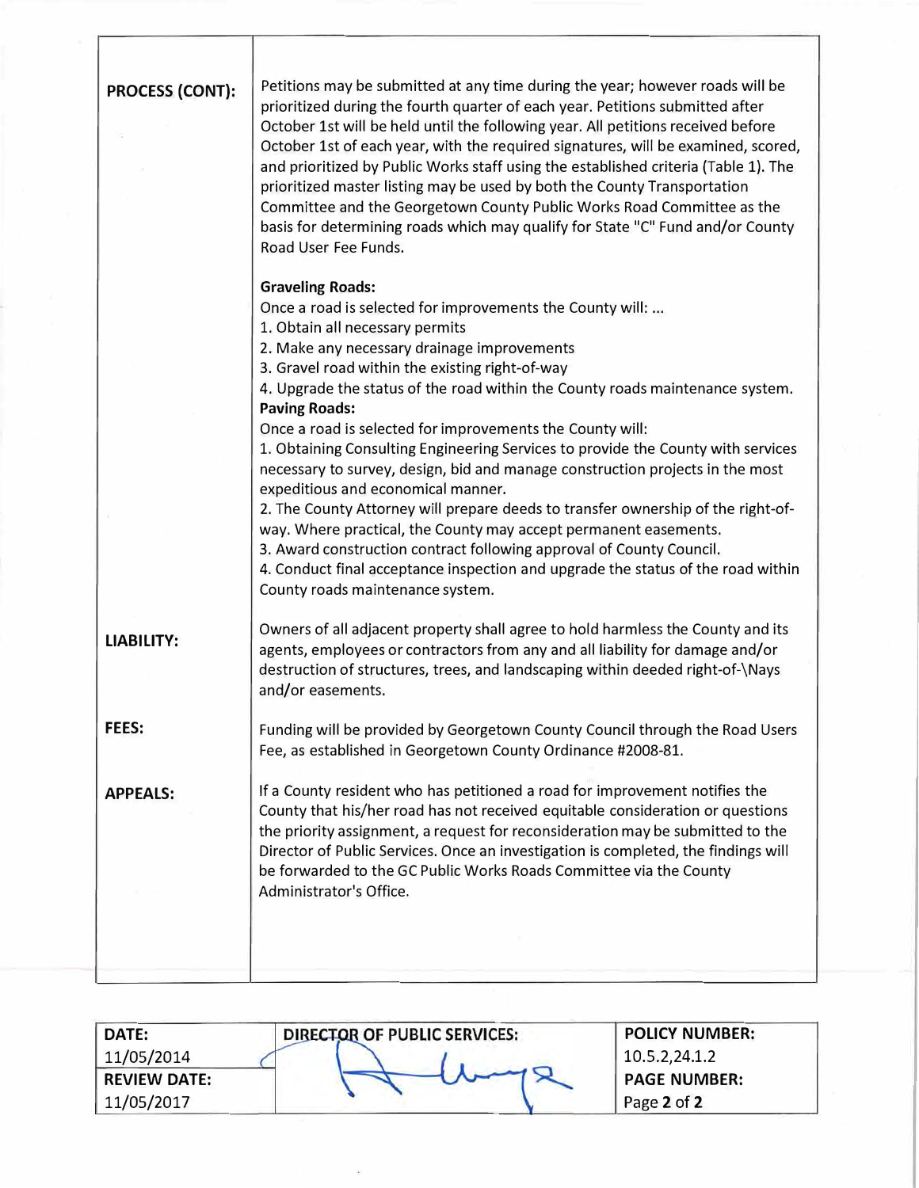| | |
|---|---|
| **PROCESS (CONT):** | Petitions may be submitted at any time during the year; however roads will be prioritized during the fourth quarter of each year. Petitions submitted after October 1st will be held until the following year. All petitions received before October 1st of each year, with the required signatures, will be examined, scored, and prioritized by Public Works staff using the established criteria (Table 1). The prioritized master listing may be used by both the County Transportation Committee and the Georgetown County Public Works Road Committee as the basis for determining roads which may qualify for State "C" Fund and/or County Road User Fee Funds.<br><br>**Graveling Roads:**<br>Once a road is selected for improvements the County will: ...<br>1. Obtain all necessary permits<br>2. Make any necessary drainage improvements<br>3. Gravel road within the existing right-of-way<br>4. Upgrade the status of the road within the County roads maintenance system.<br>**Paving Roads:**<br>Once a road is selected for improvements the County will:<br>1. Obtaining Consulting Engineering Services to provide the County with services necessary to survey, design, bid and manage construction projects in the most expeditious and economical manner.<br>2. The County Attorney will prepare deeds to transfer ownership of the right-of-way. Where practical, the County may accept permanent easements.<br>3. Award construction contract following approval of County Council.<br>4. Conduct final acceptance inspection and upgrade the status of the road within County roads maintenance system. |
| **LIABILITY:** | Owners of all adjacent property shall agree to hold harmless the County and its agents, employees or contractors from any and all liability for damage and/or destruction of structures, trees, and landscaping within deeded right-of-\Nays and/or easements. |
| **FEES:** | Funding will be provided by Georgetown County Council through the Road Users Fee, as established in Georgetown County Ordinance #2008-81. |
| **APPEALS:** | If a County resident who has petitioned a road for improvement notifies the County that his/her road has not received equitable consideration or questions the priority assignment, a request for reconsideration may be submitted to the Director of Public Services. Once an investigation is completed, the findings will be forwarded to the GC Public Works Roads Committee via the County Administrator's Office. |

| | | |
|---|---|---|
| **DATE:**<br>11/05/2014 | **DIRECTOR OF PUBLIC SERVICES:** | **POLICY NUMBER:**<br>10.5.2,24.1.2 |
| **REVIEW DATE:**<br>11/05/2017 | | **PAGE NUMBER:**<br>Page **2** of **2** |